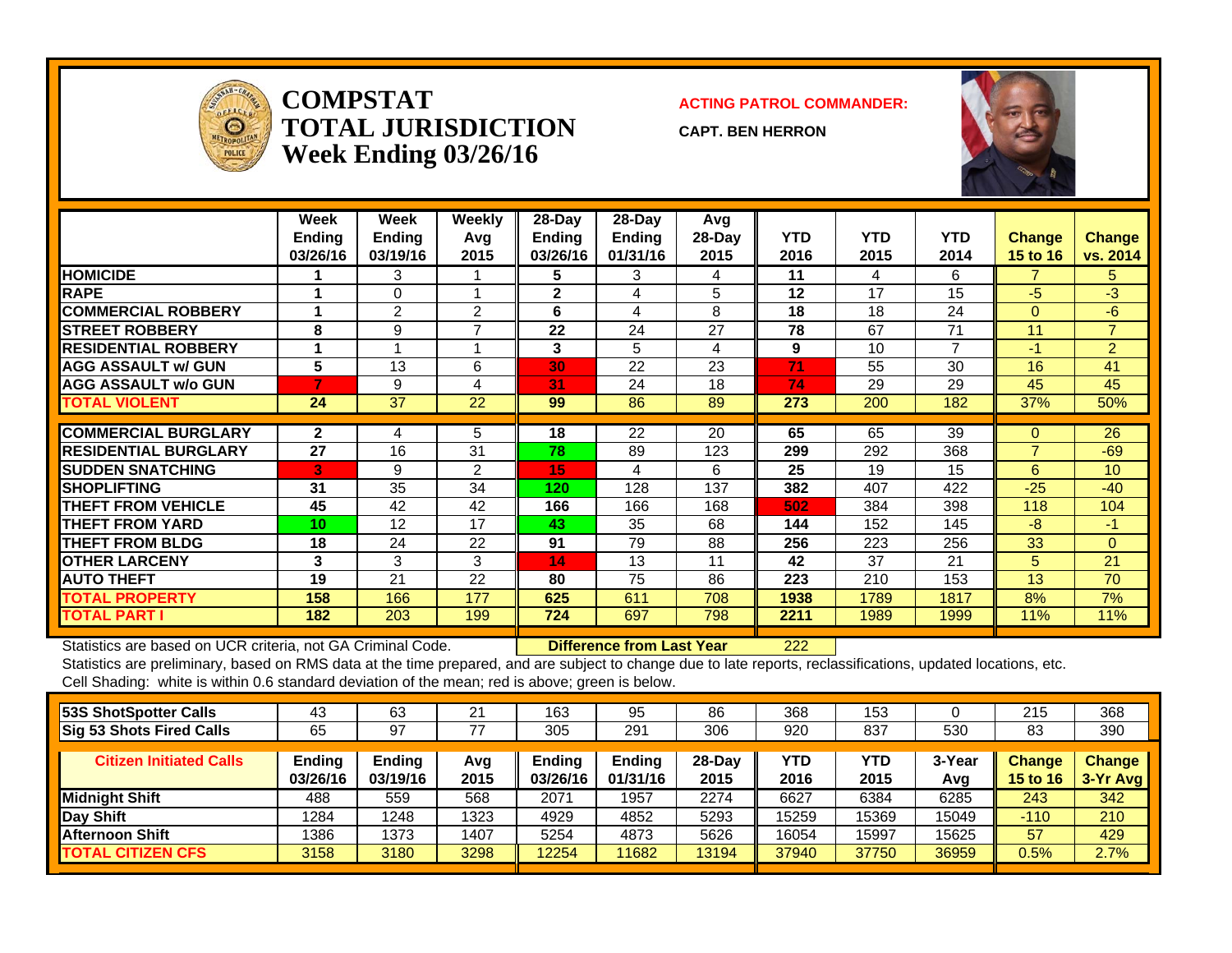# COMPSTAT TOTAL JURISDICTION Week Ending 03/26/16

**ACTING PATROL COMMANDER:**

**CAPT. BEN HERRON**

| | Week Ending 03/26/16 | Week Ending 03/19/16 | Weekly Avg 2015 | 28-Day Ending 03/26/16 | 28-Day Ending 01/31/16 | Avg 28-Day 2015 | YTD 2016 | YTD 2015 | YTD 2014 | Change 15 to 16 | Change vs. 2014 |
|---|---|---|---|---|---|---|---|---|---|---|---|
| HOMICIDE | 1 | 3 | 1 | 5 | 3 | 4 | 11 | 4 | 6 | 7 | 5 |
| RAPE | 1 | 0 | 1 | 2 | 4 | 5 | 12 | 17 | 15 | -5 | -3 |
| COMMERCIAL ROBBERY | 1 | 2 | 2 | 6 | 4 | 8 | 18 | 18 | 24 | 0 | -6 |
| STREET ROBBERY | 8 | 9 | 7 | 22 | 24 | 27 | 78 | 67 | 71 | 11 | 7 |
| RESIDENTIAL ROBBERY | 1 | 1 | 1 | 3 | 5 | 4 | 9 | 10 | 7 | -1 | 2 |
| AGG ASSAULT w/ GUN | 5 | 13 | 6 | 30 | 22 | 23 | 71 | 55 | 30 | 16 | 41 |
| AGG ASSAULT w/o GUN | 7 | 9 | 4 | 31 | 24 | 18 | 74 | 29 | 29 | 45 | 45 |
| TOTAL VIOLENT | 24 | 37 | 22 | 99 | 86 | 89 | 273 | 200 | 182 | 37% | 50% |
| COMMERCIAL BURGLARY | 2 | 4 | 5 | 18 | 22 | 20 | 65 | 65 | 39 | 0 | 26 |
| RESIDENTIAL BURGLARY | 27 | 16 | 31 | 78 | 89 | 123 | 299 | 292 | 368 | 7 | -69 |
| SUDDEN SNATCHING | 3 | 9 | 2 | 15 | 4 | 6 | 25 | 19 | 15 | 6 | 10 |
| SHOPLIFTING | 31 | 35 | 34 | 120 | 128 | 137 | 382 | 407 | 422 | -25 | -40 |
| THEFT FROM VEHICLE | 45 | 42 | 42 | 166 | 166 | 168 | 502 | 384 | 398 | 118 | 104 |
| THEFT FROM YARD | 10 | 12 | 17 | 43 | 35 | 68 | 144 | 152 | 145 | -8 | -1 |
| THEFT FROM BLDG | 18 | 24 | 22 | 91 | 79 | 88 | 256 | 223 | 256 | 33 | 0 |
| OTHER LARCENY | 3 | 3 | 3 | 14 | 13 | 11 | 42 | 37 | 21 | 5 | 21 |
| AUTO THEFT | 19 | 21 | 22 | 80 | 75 | 86 | 223 | 210 | 153 | 13 | 70 |
| TOTAL PROPERTY | 158 | 166 | 177 | 625 | 611 | 708 | 1938 | 1789 | 1817 | 8% | 7% |
| TOTAL PART I | 182 | 203 | 199 | 724 | 697 | 798 | 2211 | 1989 | 1999 | 11% | 11% |

Statistics are based on UCR criteria, not GA Criminal Code. **Difference from Last Year** 222

Statistics are preliminary, based on RMS data at the time prepared, and are subject to change due to late reports, reclassifications, updated locations, etc.

Cell Shading: white is within 0.6 standard deviation of the mean; red is above; green is below.

| | | | | | | | | | | | |
|---|---|---|---|---|---|---|---|---|---|---|---|
| 53S ShotSpotter Calls | 43 | 63 | 21 | 163 | 95 | 86 | 368 | 153 | 0 | 215 | 368 |
| Sig 53 Shots Fired Calls | 65 | 97 | 77 | 305 | 291 | 306 | 920 | 837 | 530 | 83 | 390 |

| Citizen Initiated Calls | Ending 03/26/16 | Ending 03/19/16 | Avg 2015 | Ending 03/26/16 | Ending 01/31/16 | 28-Day 2015 | YTD 2016 | YTD 2015 | 3-Year Avg | Change 15 to 16 | Change 3-Yr Avg |
|---|---|---|---|---|---|---|---|---|---|---|---|
| Midnight Shift | 488 | 559 | 568 | 2071 | 1957 | 2274 | 6627 | 6384 | 6285 | 243 | 342 |
| Day Shift | 1284 | 1248 | 1323 | 4929 | 4852 | 5293 | 15259 | 15369 | 15049 | -110 | 210 |
| Afternoon Shift | 1386 | 1373 | 1407 | 5254 | 4873 | 5626 | 16054 | 15997 | 15625 | 57 | 429 |
| TOTAL CITIZEN CFS | 3158 | 3180 | 3298 | 12254 | 11682 | 13194 | 37940 | 37750 | 36959 | 0.5% | 2.7% |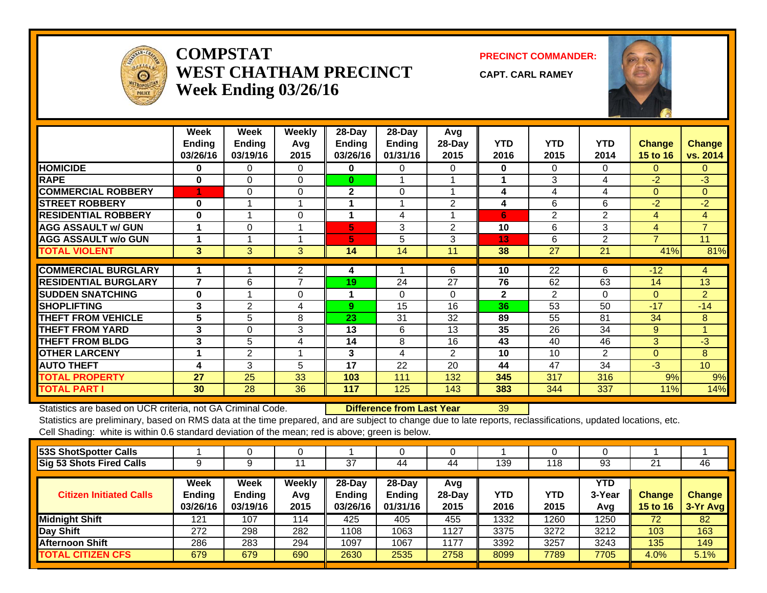# COMPSTAT
## WEST CHATHAM PRECINCT
### Week Ending 03/26/16

**PRECINCT COMMANDER:**

**CAPT. CARL RAMEY**

| | Week Ending 03/26/16 | Week Ending 03/19/16 | Weekly Avg 2015 | 28-Day Ending 03/26/16 | 28-Day Ending 01/31/16 | Avg 28-Day 2015 | YTD 2016 | YTD 2015 | YTD 2014 | Change 15 to 16 | Change vs. 2014 |
|---|---|---|---|---|---|---|---|---|---|---|---|
| HOMICIDE | 0 | 0 | 0 | 0 | 0 | 0 | 0 | 0 | 0 | 0 | 0 |
| RAPE | 0 | 0 | 0 | 0 | 1 | 1 | 1 | 3 | 4 | -2 | -3 |
| COMMERCIAL ROBBERY | 1 | 0 | 0 | 2 | 0 | 1 | 4 | 4 | 4 | 0 | 0 |
| STREET ROBBERY | 0 | 1 | 1 | 1 | 1 | 2 | 4 | 6 | 6 | -2 | -2 |
| RESIDENTIAL ROBBERY | 0 | 1 | 0 | 1 | 4 | 1 | 6 | 2 | 2 | 4 | 4 |
| AGG ASSAULT w/ GUN | 1 | 0 | 1 | 5 | 3 | 2 | 10 | 6 | 3 | 4 | 7 |
| AGG ASSAULT w/o GUN | 1 | 1 | 1 | 5 | 5 | 3 | 13 | 6 | 2 | 7 | 11 |
| **TOTAL VIOLENT** | 3 | 3 | 3 | 14 | 14 | 11 | 38 | 27 | 21 | 41% | 81% |
| COMMERCIAL BURGLARY | 1 | 1 | 2 | 4 | 1 | 6 | 10 | 22 | 6 | -12 | 4 |
| RESIDENTIAL BURGLARY | 7 | 6 | 7 | 19 | 24 | 27 | 76 | 62 | 63 | 14 | 13 |
| SUDDEN SNATCHING | 0 | 1 | 0 | 1 | 0 | 0 | 2 | 2 | 0 | 0 | 2 |
| SHOPLIFTING | 3 | 2 | 4 | 9 | 15 | 16 | 36 | 53 | 50 | -17 | -14 |
| THEFT FROM VEHICLE | 5 | 5 | 8 | 23 | 31 | 32 | 89 | 55 | 81 | 34 | 8 |
| THEFT FROM YARD | 3 | 0 | 3 | 13 | 6 | 13 | 35 | 26 | 34 | 9 | 1 |
| THEFT FROM BLDG | 3 | 5 | 4 | 14 | 8 | 16 | 43 | 40 | 46 | 3 | -3 |
| OTHER LARCENY | 1 | 2 | 1 | 3 | 4 | 2 | 10 | 10 | 2 | 0 | 8 |
| AUTO THEFT | 4 | 3 | 5 | 17 | 22 | 20 | 44 | 47 | 34 | -3 | 10 |
| **TOTAL PROPERTY** | 27 | 25 | 33 | 103 | 111 | 132 | 345 | 317 | 316 | 9% | 9% |
| **TOTAL PART I** | 30 | 28 | 36 | 117 | 125 | 143 | 383 | 344 | 337 | 11% | 14% |

Statistics are based on UCR criteria, not GA Criminal Code. **Difference from Last Year** 39

Statistics are preliminary, based on RMS data at the time prepared, and are subject to change due to late reports, reclassifications, updated locations, etc.

Cell Shading: white is within 0.6 standard deviation of the mean; red is above; green is below.

| | | | | | | | | | | | |
|---|---|---|---|---|---|---|---|---|---|---|---|
| 53S ShotSpotter Calls | 1 | 0 | 0 | 1 | 0 | 0 | 1 | 0 | 0 | 1 | 1 |
| Sig 53 Shots Fired Calls | 9 | 9 | 11 | 37 | 44 | 44 | 139 | 118 | 93 | 21 | 46 |

| Citizen Initiated Calls | Week Ending 03/26/16 | Week Ending 03/19/16 | Weekly Avg 2015 | 28-Day Ending 03/26/16 | 28-Day Ending 01/31/16 | Avg 28-Day 2015 | YTD 2016 | YTD 2015 | YTD 3-Year Avg | Change 15 to 16 | Change 3-Yr Avg |
|---|---|---|---|---|---|---|---|---|---|---|---|
| Midnight Shift | 121 | 107 | 114 | 425 | 405 | 455 | 1332 | 1260 | 1250 | 72 | 82 |
| Day Shift | 272 | 298 | 282 | 1108 | 1063 | 1127 | 3375 | 3272 | 3212 | 103 | 163 |
| Afternoon Shift | 286 | 283 | 294 | 1097 | 1067 | 1177 | 3392 | 3257 | 3243 | 135 | 149 |
| **TOTAL CITIZEN CFS** | 679 | 679 | 690 | 2630 | 2535 | 2758 | 8099 | 7789 | 7705 | 4.0% | 5.1% |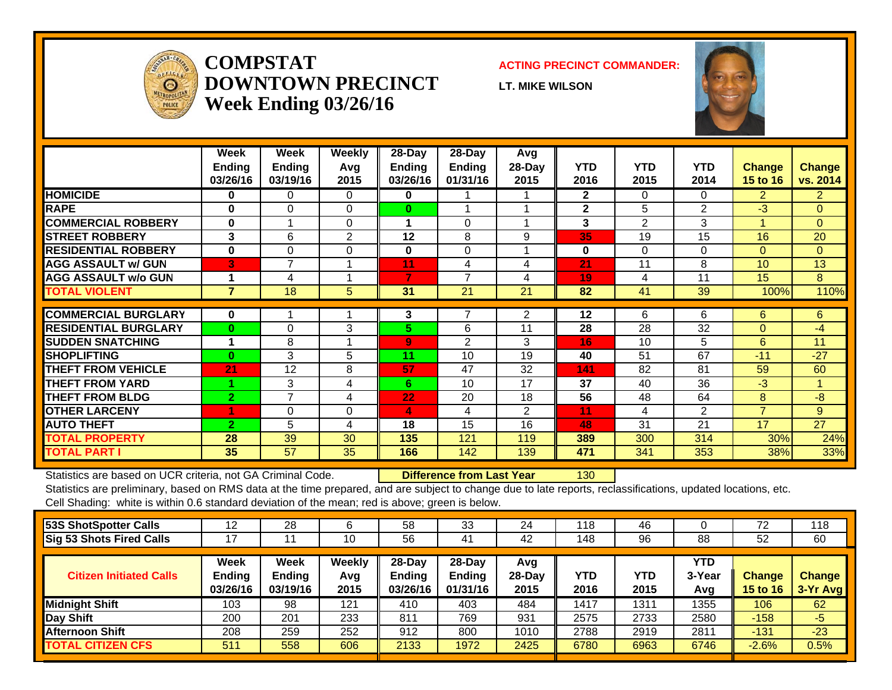# COMPSTAT DOWNTOWN PRECINCT
## Week Ending 03/26/16

**ACTING PRECINCT COMMANDER:**

**LT. MIKE WILSON**

| | Week Ending 03/26/16 | Week Ending 03/19/16 | Weekly Avg 2015 | 28-Day Ending 03/26/16 | 28-Day Ending 01/31/16 | Avg 28-Day 2015 | YTD 2016 | YTD 2015 | YTD 2014 | Change 15 to 16 | Change vs. 2014 |
|---|---|---|---|---|---|---|---|---|---|---|---|
| HOMICIDE | 0 | 0 | 0 | 0 | 1 | 1 | 2 | 0 | 0 | 2 | 2 |
| RAPE | 0 | 0 | 0 | 0 | 1 | 1 | 2 | 5 | 2 | -3 | 0 |
| COMMERCIAL ROBBERY | 0 | 1 | 0 | 1 | 0 | 1 | 3 | 2 | 3 | 1 | 0 |
| STREET ROBBERY | 3 | 6 | 2 | 12 | 8 | 9 | 35 | 19 | 15 | 16 | 20 |
| RESIDENTIAL ROBBERY | 0 | 0 | 0 | 0 | 0 | 1 | 0 | 0 | 0 | 0 | 0 |
| AGG ASSAULT w/ GUN | 3 | 7 | 1 | 11 | 4 | 4 | 21 | 11 | 8 | 10 | 13 |
| AGG ASSAULT w/o GUN | 1 | 4 | 1 | 7 | 7 | 4 | 19 | 4 | 11 | 15 | 8 |
| TOTAL VIOLENT | 7 | 18 | 5 | 31 | 21 | 21 | 82 | 41 | 39 | 100% | 110% |
| COMMERCIAL BURGLARY | 0 | 1 | 1 | 3 | 7 | 2 | 12 | 6 | 6 | 6 | 6 |
| RESIDENTIAL BURGLARY | 0 | 0 | 3 | 5 | 6 | 11 | 28 | 28 | 32 | 0 | -4 |
| SUDDEN SNATCHING | 1 | 8 | 1 | 9 | 2 | 3 | 16 | 10 | 5 | 6 | 11 |
| SHOPLIFTING | 0 | 3 | 5 | 11 | 10 | 19 | 40 | 51 | 67 | -11 | -27 |
| THEFT FROM VEHICLE | 21 | 12 | 8 | 57 | 47 | 32 | 141 | 82 | 81 | 59 | 60 |
| THEFT FROM YARD | 1 | 3 | 4 | 6 | 10 | 17 | 37 | 40 | 36 | -3 | 1 |
| THEFT FROM BLDG | 2 | 7 | 4 | 22 | 20 | 18 | 56 | 48 | 64 | 8 | -8 |
| OTHER LARCENY | 1 | 0 | 0 | 4 | 4 | 2 | 11 | 4 | 2 | 7 | 9 |
| AUTO THEFT | 2 | 5 | 4 | 18 | 15 | 16 | 48 | 31 | 21 | 17 | 27 |
| TOTAL PROPERTY | 28 | 39 | 30 | 135 | 121 | 119 | 389 | 300 | 314 | 30% | 24% |
| TOTAL PART I | 35 | 57 | 35 | 166 | 142 | 139 | 471 | 341 | 353 | 38% | 33% |

Statistics are based on UCR criteria, not GA Criminal Code. **Difference from Last Year** 130

Statistics are preliminary, based on RMS data at the time prepared, and are subject to change due to late reports, reclassifications, updated locations, etc.

Cell Shading: white is within 0.6 standard deviation of the mean; red is above; green is below.

| | | | | | | | | | | | |
|---|---|---|---|---|---|---|---|---|---|---|---|
| 53S ShotSpotter Calls | 12 | 28 | 6 | 58 | 33 | 24 | 118 | 46 | 0 | 72 | 118 |
| Sig 53 Shots Fired Calls | 17 | 11 | 10 | 56 | 41 | 42 | 148 | 96 | 88 | 52 | 60 |

| Citizen Initiated Calls | Week Ending 03/26/16 | Week Ending 03/19/16 | Weekly Avg 2015 | 28-Day Ending 03/26/16 | 28-Day Ending 01/31/16 | Avg 28-Day 2015 | YTD 2016 | YTD 2015 | YTD 3-Year Avg | Change 15 to 16 | Change 3-Yr Avg |
|---|---|---|---|---|---|---|---|---|---|---|---|
| Midnight Shift | 103 | 98 | 121 | 410 | 403 | 484 | 1417 | 1311 | 1355 | 106 | 62 |
| Day Shift | 200 | 201 | 233 | 811 | 769 | 931 | 2575 | 2733 | 2580 | -158 | -5 |
| Afternoon Shift | 208 | 259 | 252 | 912 | 800 | 1010 | 2788 | 2919 | 2811 | -131 | -23 |
| TOTAL CITIZEN CFS | 511 | 558 | 606 | 2133 | 1972 | 2425 | 6780 | 6963 | 6746 | -2.6% | 0.5% |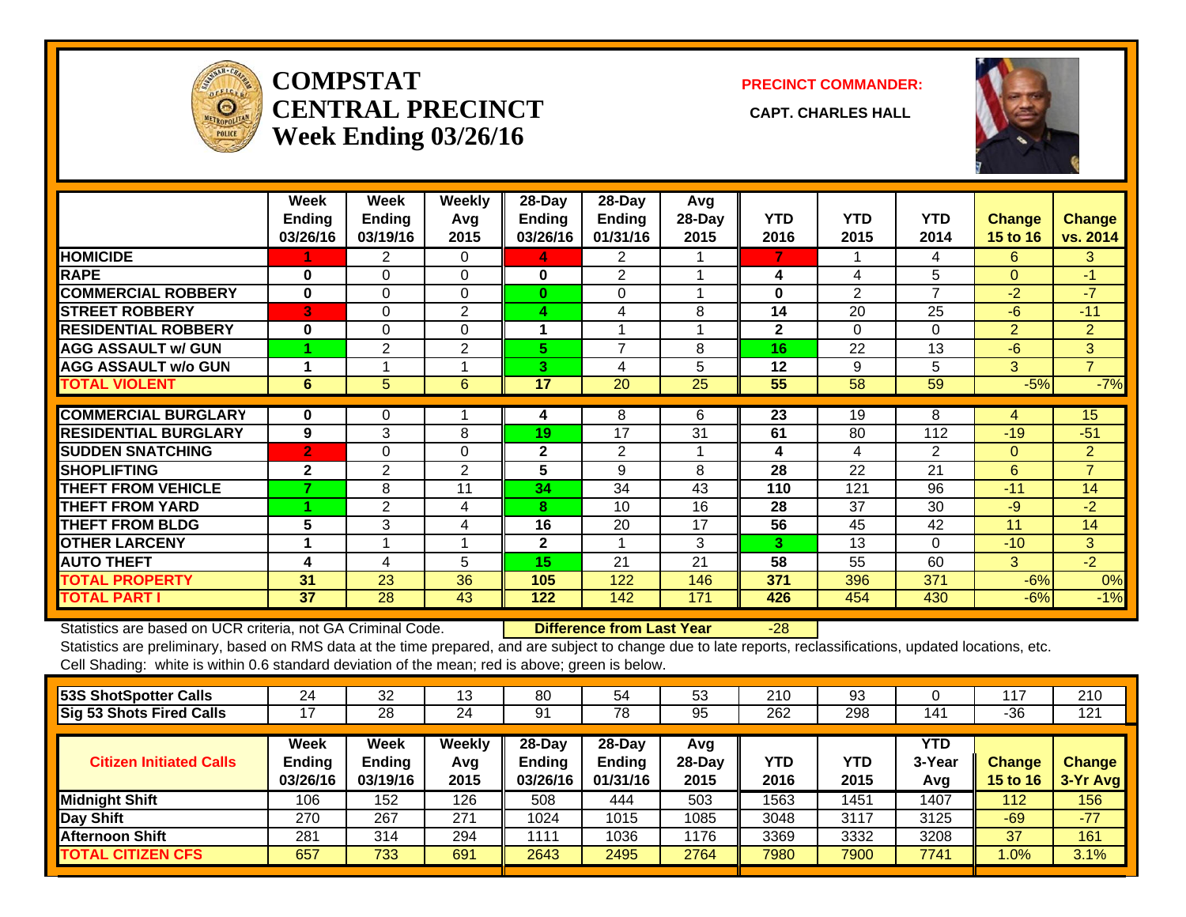# COMPSTAT CENTRAL PRECINCT Week Ending 03/26/16

**PRECINCT COMMANDER:**

**CAPT. CHARLES HALL**

| | Week Ending 03/26/16 | Week Ending 03/19/16 | Weekly Avg 2015 | 28-Day Ending 03/26/16 | 28-Day Ending 01/31/16 | Avg 28-Day 2015 | YTD 2016 | YTD 2015 | YTD 2014 | Change 15 to 16 | Change vs. 2014 |
|---|---|---|---|---|---|---|---|---|---|---|---|
| HOMICIDE | 1 | 2 | 0 | 4 | 2 | 1 | 7 | 1 | 4 | 6 | 3 |
| RAPE | 0 | 0 | 0 | 0 | 2 | 1 | 4 | 4 | 5 | 0 | -1 |
| COMMERCIAL ROBBERY | 0 | 0 | 0 | 0 | 0 | 1 | 0 | 2 | 7 | -2 | -7 |
| STREET ROBBERY | 3 | 0 | 2 | 4 | 4 | 8 | 14 | 20 | 25 | -6 | -11 |
| RESIDENTIAL ROBBERY | 0 | 0 | 0 | 1 | 1 | 1 | 2 | 0 | 0 | 2 | 2 |
| AGG ASSAULT w/ GUN | 1 | 2 | 2 | 5 | 7 | 8 | 16 | 22 | 13 | -6 | 3 |
| AGG ASSAULT w/o GUN | 1 | 1 | 1 | 3 | 4 | 5 | 12 | 9 | 5 | 3 | 7 |
| TOTAL VIOLENT | 6 | 5 | 6 | 17 | 20 | 25 | 55 | 58 | 59 | -5% | -7% |
| COMMERCIAL BURGLARY | 0 | 0 | 1 | 4 | 8 | 6 | 23 | 19 | 8 | 4 | 15 |
| RESIDENTIAL BURGLARY | 9 | 3 | 8 | 19 | 17 | 31 | 61 | 80 | 112 | -19 | -51 |
| SUDDEN SNATCHING | 2 | 0 | 0 | 2 | 2 | 1 | 4 | 4 | 2 | 0 | 2 |
| SHOPLIFTING | 2 | 2 | 2 | 5 | 9 | 8 | 28 | 22 | 21 | 6 | 7 |
| THEFT FROM VEHICLE | 7 | 8 | 11 | 34 | 34 | 43 | 110 | 121 | 96 | -11 | 14 |
| THEFT FROM YARD | 1 | 2 | 4 | 8 | 10 | 16 | 28 | 37 | 30 | -9 | -2 |
| THEFT FROM BLDG | 5 | 3 | 4 | 16 | 20 | 17 | 56 | 45 | 42 | 11 | 14 |
| OTHER LARCENY | 1 | 1 | 1 | 2 | 1 | 3 | 3 | 13 | 0 | -10 | 3 |
| AUTO THEFT | 4 | 4 | 5 | 15 | 21 | 21 | 58 | 55 | 60 | 3 | -2 |
| TOTAL PROPERTY | 31 | 23 | 36 | 105 | 122 | 146 | 371 | 396 | 371 | -6% | 0% |
| TOTAL PART I | 37 | 28 | 43 | 122 | 142 | 171 | 426 | 454 | 430 | -6% | -1% |

Statistics are based on UCR criteria, not GA Criminal Code. **Difference from Last Year** -28

Statistics are preliminary, based on RMS data at the time prepared, and are subject to change due to late reports, reclassifications, updated locations, etc.

Cell Shading: white is within 0.6 standard deviation of the mean; red is above; green is below.

| | | | | | | | | | | | |
|---|---|---|---|---|---|---|---|---|---|---|---|
| 53S ShotSpotter Calls | 24 | 32 | 13 | 80 | 54 | 53 | 210 | 93 | 0 | 117 | 210 |
| Sig 53 Shots Fired Calls | 17 | 28 | 24 | 91 | 78 | 95 | 262 | 298 | 141 | -36 | 121 |

| Citizen Initiated Calls | Week Ending 03/26/16 | Week Ending 03/19/16 | Weekly Avg 2015 | 28-Day Ending 03/26/16 | 28-Day Ending 01/31/16 | Avg 28-Day 2015 | YTD 2016 | YTD 2015 | YTD 3-Year Avg | Change 15 to 16 | Change 3-Yr Avg |
|---|---|---|---|---|---|---|---|---|---|---|---|
| Midnight Shift | 106 | 152 | 126 | 508 | 444 | 503 | 1563 | 1451 | 1407 | 112 | 156 |
| Day Shift | 270 | 267 | 271 | 1024 | 1015 | 1085 | 3048 | 3117 | 3125 | -69 | -77 |
| Afternoon Shift | 281 | 314 | 294 | 1111 | 1036 | 1176 | 3369 | 3332 | 3208 | 37 | 161 |
| TOTAL CITIZEN CFS | 657 | 733 | 691 | 2643 | 2495 | 2764 | 7980 | 7900 | 7741 | 1.0% | 3.1% |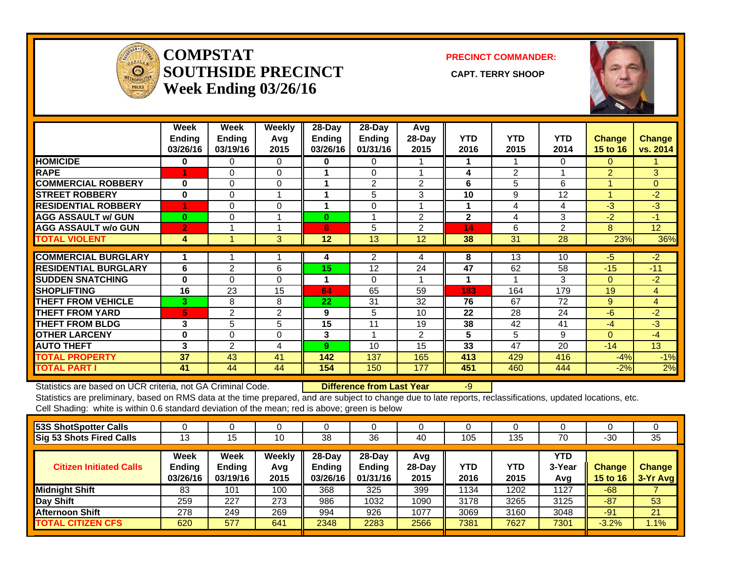# COMPSTAT SOUTHSIDE PRECINCT
## Week Ending 03/26/16

**PRECINCT COMMANDER:**

**CAPT. TERRY SHOOP**

| | Week Ending 03/26/16 | Week Ending 03/19/16 | Weekly Avg 2015 | 28-Day Ending 03/26/16 | 28-Day Ending 01/31/16 | Avg 28-Day 2015 | YTD 2016 | YTD 2015 | YTD 2014 | Change 15 to 16 | Change vs. 2014 |
|---|---|---|---|---|---|---|---|---|---|---|---|
| HOMICIDE | 0 | 0 | 0 | 0 | 0 | 1 | 1 | 1 | 0 | 0 | 1 |
| RAPE | 1 | 0 | 0 | 1 | 0 | 1 | 4 | 2 | 1 | 2 | 3 |
| COMMERCIAL ROBBERY | 0 | 0 | 0 | 1 | 2 | 2 | 6 | 5 | 6 | 1 | 0 |
| STREET ROBBERY | 0 | 0 | 1 | 1 | 5 | 3 | 10 | 9 | 12 | 1 | -2 |
| RESIDENTIAL ROBBERY | 1 | 0 | 0 | 1 | 0 | 1 | 1 | 4 | 4 | -3 | -3 |
| AGG ASSAULT w/ GUN | 0 | 0 | 1 | 0 | 1 | 2 | 2 | 4 | 3 | -2 | -1 |
| AGG ASSAULT w/o GUN | 2 | 1 | 1 | 8 | 5 | 2 | 14 | 6 | 2 | 8 | 12 |
| TOTAL VIOLENT | 4 | 1 | 3 | 12 | 13 | 12 | 38 | 31 | 28 | 23% | 36% |
| COMMERCIAL BURGLARY | 1 | 1 | 1 | 4 | 2 | 4 | 8 | 13 | 10 | -5 | -2 |
| RESIDENTIAL BURGLARY | 6 | 2 | 6 | 15 | 12 | 24 | 47 | 62 | 58 | -15 | -11 |
| SUDDEN SNATCHING | 0 | 0 | 0 | 1 | 0 | 1 | 1 | 1 | 3 | 0 | -2 |
| SHOPLIFTING | 16 | 23 | 15 | 64 | 65 | 59 | 183 | 164 | 179 | 19 | 4 |
| THEFT FROM VEHICLE | 3 | 8 | 8 | 22 | 31 | 32 | 76 | 67 | 72 | 9 | 4 |
| THEFT FROM YARD | 5 | 2 | 2 | 9 | 5 | 10 | 22 | 28 | 24 | -6 | -2 |
| THEFT FROM BLDG | 3 | 5 | 5 | 15 | 11 | 19 | 38 | 42 | 41 | -4 | -3 |
| OTHER LARCENY | 0 | 0 | 0 | 3 | 1 | 2 | 5 | 5 | 9 | 0 | -4 |
| AUTO THEFT | 3 | 2 | 4 | 9 | 10 | 15 | 33 | 47 | 20 | -14 | 13 |
| TOTAL PROPERTY | 37 | 43 | 41 | 142 | 137 | 165 | 413 | 429 | 416 | -4% | -1% |
| TOTAL PART I | 41 | 44 | 44 | 154 | 150 | 177 | 451 | 460 | 444 | -2% | 2% |

Statistics are based on UCR criteria, not GA Criminal Code. **Difference from Last Year** -9

Statistics are preliminary, based on RMS data at the time prepared, and are subject to change due to late reports, reclassifications, updated locations, etc.

Cell Shading: white is within 0.6 standard deviation of the mean; red is above; green is below

| | | | | | | | | | | | |
|---|---|---|---|---|---|---|---|---|---|---|---|
| 53S ShotSpotter Calls | 0 | 0 | 0 | 0 | 0 | 0 | 0 | 0 | 0 | 0 | 0 |
| Sig 53 Shots Fired Calls | 13 | 15 | 10 | 38 | 36 | 40 | 105 | 135 | 70 | -30 | 35 |

| Citizen Initiated Calls | Week Ending 03/26/16 | Week Ending 03/19/16 | Weekly Avg 2015 | 28-Day Ending 03/26/16 | 28-Day Ending 01/31/16 | Avg 28-Day 2015 | YTD 2016 | YTD 2015 | YTD 3-Year Avg | Change 15 to 16 | Change 3-Yr Avg |
|---|---|---|---|---|---|---|---|---|---|---|---|
| Midnight Shift | 83 | 101 | 100 | 368 | 325 | 399 | 1134 | 1202 | 1127 | -68 | 7 |
| Day Shift | 259 | 227 | 273 | 986 | 1032 | 1090 | 3178 | 3265 | 3125 | -87 | 53 |
| Afternoon Shift | 278 | 249 | 269 | 994 | 926 | 1077 | 3069 | 3160 | 3048 | -91 | 21 |
| TOTAL CITIZEN CFS | 620 | 577 | 641 | 2348 | 2283 | 2566 | 7381 | 7627 | 7301 | -3.2% | 1.1% |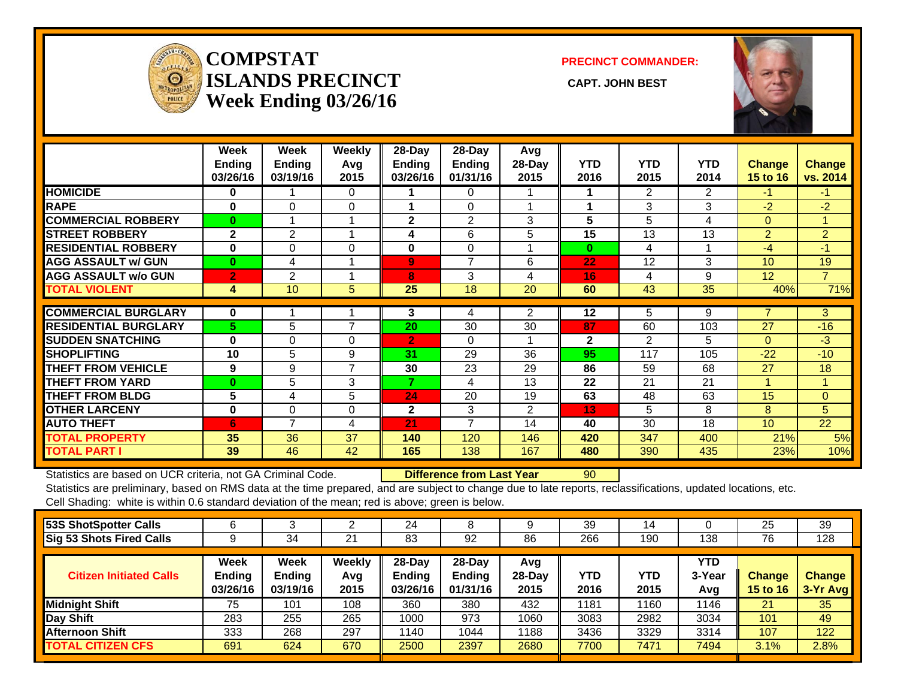# COMPSTAT ISLANDS PRECINCT Week Ending 03/26/16

**PRECINCT COMMANDER:**

**CAPT. JOHN BEST**

| | Week Ending 03/26/16 | Week Ending 03/19/16 | Weekly Avg 2015 | 28-Day Ending 03/26/16 | 28-Day Ending 01/31/16 | Avg 28-Day 2015 | YTD 2016 | YTD 2015 | YTD 2014 | Change 15 to 16 | Change vs. 2014 |
|---|---|---|---|---|---|---|---|---|---|---|---|
| HOMICIDE | 0 | 1 | 0 | 1 | 0 | 1 | 1 | 2 | 2 | -1 | -1 |
| RAPE | 0 | 0 | 0 | 1 | 0 | 1 | 1 | 3 | 3 | -2 | -2 |
| COMMERCIAL ROBBERY | 0 | 1 | 1 | 2 | 2 | 3 | 5 | 5 | 4 | 0 | 1 |
| STREET ROBBERY | 2 | 2 | 1 | 4 | 6 | 5 | 15 | 13 | 13 | 2 | 2 |
| RESIDENTIAL ROBBERY | 0 | 0 | 0 | 0 | 0 | 1 | 0 | 4 | 1 | -4 | -1 |
| AGG ASSAULT w/ GUN | 0 | 4 | 1 | 9 | 7 | 6 | 22 | 12 | 3 | 10 | 19 |
| AGG ASSAULT w/o GUN | 2 | 2 | 1 | 8 | 3 | 4 | 16 | 4 | 9 | 12 | 7 |
| TOTAL VIOLENT | 4 | 10 | 5 | 25 | 18 | 20 | 60 | 43 | 35 | 40% | 71% |
| COMMERCIAL BURGLARY | 0 | 1 | 1 | 3 | 4 | 2 | 12 | 5 | 9 | 7 | 3 |
| RESIDENTIAL BURGLARY | 5 | 5 | 7 | 20 | 30 | 30 | 87 | 60 | 103 | 27 | -16 |
| SUDDEN SNATCHING | 0 | 0 | 0 | 2 | 0 | 1 | 2 | 2 | 5 | 0 | -3 |
| SHOPLIFTING | 10 | 5 | 9 | 31 | 29 | 36 | 95 | 117 | 105 | -22 | -10 |
| THEFT FROM VEHICLE | 9 | 9 | 7 | 30 | 23 | 29 | 86 | 59 | 68 | 27 | 18 |
| THEFT FROM YARD | 0 | 5 | 3 | 7 | 4 | 13 | 22 | 21 | 21 | 1 | 1 |
| THEFT FROM BLDG | 5 | 4 | 5 | 24 | 20 | 19 | 63 | 48 | 63 | 15 | 0 |
| OTHER LARCENY | 0 | 0 | 0 | 2 | 3 | 2 | 13 | 5 | 8 | 8 | 5 |
| AUTO THEFT | 6 | 7 | 4 | 21 | 7 | 14 | 40 | 30 | 18 | 10 | 22 |
| TOTAL PROPERTY | 35 | 36 | 37 | 140 | 120 | 146 | 420 | 347 | 400 | 21% | 5% |
| TOTAL PART I | 39 | 46 | 42 | 165 | 138 | 167 | 480 | 390 | 435 | 23% | 10% |

Statistics are based on UCR criteria, not GA Criminal Code. **Difference from Last Year** 90

Statistics are preliminary, based on RMS data at the time prepared, and are subject to change due to late reports, reclassifications, updated locations, etc.

Cell Shading: white is within 0.6 standard deviation of the mean; red is above; green is below.

| | | | | | | | | | | | |
|---|---|---|---|---|---|---|---|---|---|---|---|
| 53S ShotSpotter Calls | 6 | 3 | 2 | 24 | 8 | 9 | 39 | 14 | 0 | 25 | 39 |
| Sig 53 Shots Fired Calls | 9 | 34 | 21 | 83 | 92 | 86 | 266 | 190 | 138 | 76 | 128 |

| Citizen Initiated Calls | Week Ending 03/26/16 | Week Ending 03/19/16 | Weekly Avg 2015 | 28-Day Ending 03/26/16 | 28-Day Ending 01/31/16 | Avg 28-Day 2015 | YTD 2016 | YTD 2015 | YTD 3-Year Avg | Change 15 to 16 | Change 3-Yr Avg |
|---|---|---|---|---|---|---|---|---|---|---|---|
| Midnight Shift | 75 | 101 | 108 | 360 | 380 | 432 | 1181 | 1160 | 1146 | 21 | 35 |
| Day Shift | 283 | 255 | 265 | 1000 | 973 | 1060 | 3083 | 2982 | 3034 | 101 | 49 |
| Afternoon Shift | 333 | 268 | 297 | 1140 | 1044 | 1188 | 3436 | 3329 | 3314 | 107 | 122 |
| TOTAL CITIZEN CFS | 691 | 624 | 670 | 2500 | 2397 | 2680 | 7700 | 7471 | 7494 | 3.1% | 2.8% |